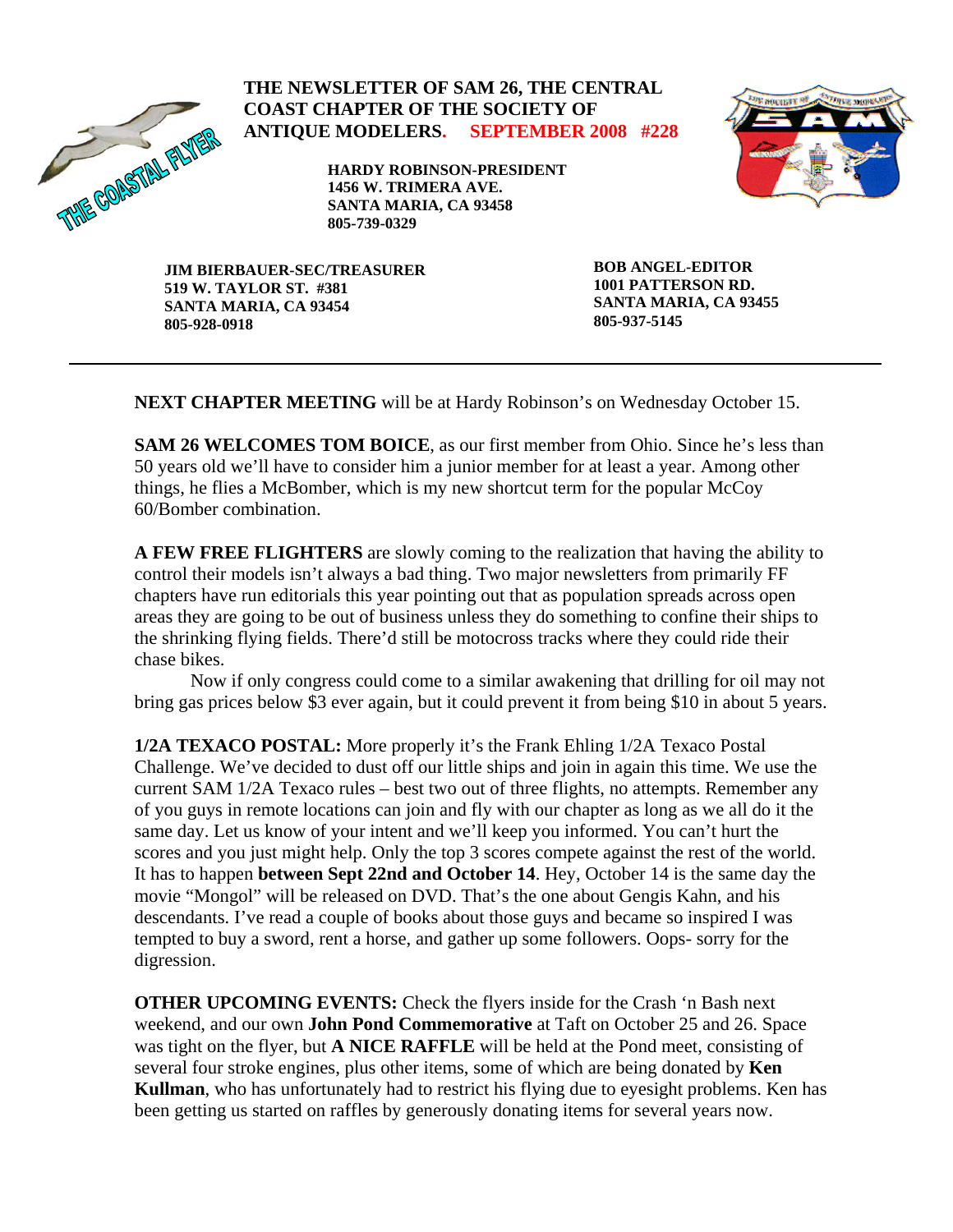# THE NEWSLETTER OF SAM 26, THE CENTRAL COAST CHAPTER OF THE SOCIETY OF ANTIQUE MODELERS. SEPTEMBER 2008 #228

THE COASTAL FLYER

**HARDY ROBINSON-PRESIDENT**
**1456 W. TRIMERA AVE.**
**SANTA MARIA, CA 93458**
**805-739-0329**

**JIM BIERBAUER-SEC/TREASURER**
**519 W. TAYLOR ST. #381**
**SANTA MARIA, CA 93454**
**805-928-0918**

**BOB ANGEL-EDITOR**
**1001 PATTERSON RD.**
**SANTA MARIA, CA 93455**
**805-937-5145**

---

**NEXT CHAPTER MEETING** will be at Hardy Robinson's on Wednesday October 15.

**SAM 26 WELCOMES TOM BOICE**, as our first member from Ohio. Since he's less than 50 years old we'll have to consider him a junior member for at least a year. Among other things, he flies a McBomber, which is my new shortcut term for the popular McCoy 60/Bomber combination.

**A FEW FREE FLIGHTERS** are slowly coming to the realization that having the ability to control their models isn't always a bad thing. Two major newsletters from primarily FF chapters have run editorials this year pointing out that as population spreads across open areas they are going to be out of business unless they do something to confine their ships to the shrinking flying fields. There'd still be motocross tracks where they could ride their chase bikes.

Now if only congress could come to a similar awakening that drilling for oil may not bring gas prices below $3 ever again, but it could prevent it from being $10 in about 5 years.

**1/2A TEXACO POSTAL:** More properly it's the Frank Ehling 1/2A Texaco Postal Challenge. We've decided to dust off our little ships and join in again this time. We use the current SAM 1/2A Texaco rules – best two out of three flights, no attempts. Remember any of you guys in remote locations can join and fly with our chapter as long as we all do it the same day. Let us know of your intent and we'll keep you informed. You can't hurt the scores and you just might help. Only the top 3 scores compete against the rest of the world. It has to happen **between Sept 22nd and October 14**. Hey, October 14 is the same day the movie "Mongol" will be released on DVD. That's the one about Gengis Kahn, and his descendants. I've read a couple of books about those guys and became so inspired I was tempted to buy a sword, rent a horse, and gather up some followers. Oops- sorry for the digression.

**OTHER UPCOMING EVENTS:** Check the flyers inside for the Crash 'n Bash next weekend, and our own **John Pond Commemorative** at Taft on October 25 and 26. Space was tight on the flyer, but **A NICE RAFFLE** will be held at the Pond meet, consisting of several four stroke engines, plus other items, some of which are being donated by **Ken Kullman**, who has unfortunately had to restrict his flying due to eyesight problems. Ken has been getting us started on raffles by generously donating items for several years now.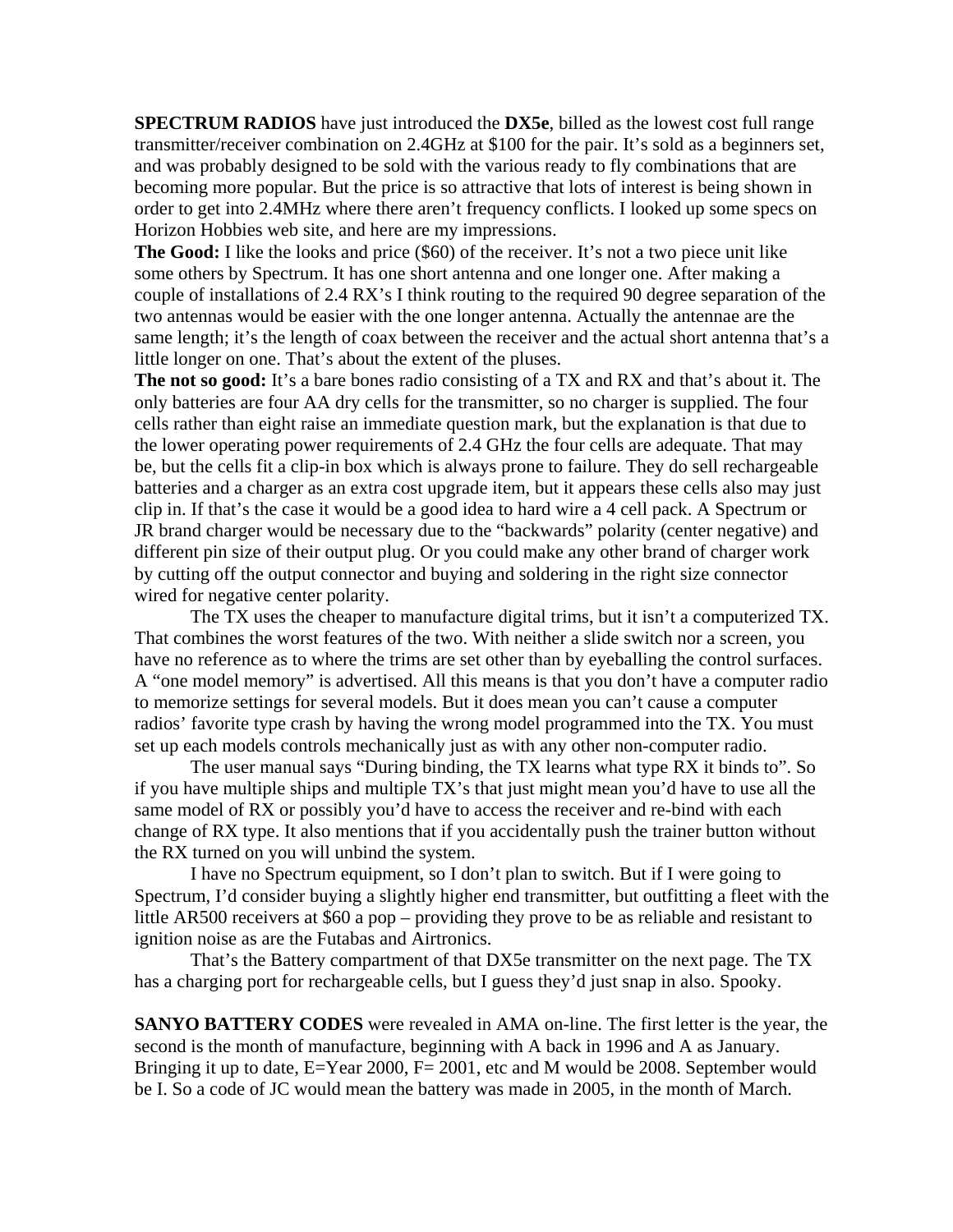**SPECTRUM RADIOS** have just introduced the **DX5e**, billed as the lowest cost full range transmitter/receiver combination on 2.4GHz at $100 for the pair. It's sold as a beginners set, and was probably designed to be sold with the various ready to fly combinations that are becoming more popular. But the price is so attractive that lots of interest is being shown in order to get into 2.4MHz where there aren't frequency conflicts. I looked up some specs on Horizon Hobbies web site, and here are my impressions.

**The Good:** I like the looks and price ($60) of the receiver. It's not a two piece unit like some others by Spectrum. It has one short antenna and one longer one. After making a couple of installations of 2.4 RX's I think routing to the required 90 degree separation of the two antennas would be easier with the one longer antenna. Actually the antennae are the same length; it's the length of coax between the receiver and the actual short antenna that's a little longer on one. That's about the extent of the pluses.

**The not so good:** It's a bare bones radio consisting of a TX and RX and that's about it. The only batteries are four AA dry cells for the transmitter, so no charger is supplied. The four cells rather than eight raise an immediate question mark, but the explanation is that due to the lower operating power requirements of 2.4 GHz the four cells are adequate. That may be, but the cells fit a clip-in box which is always prone to failure. They do sell rechargeable batteries and a charger as an extra cost upgrade item, but it appears these cells also may just clip in. If that's the case it would be a good idea to hard wire a 4 cell pack. A Spectrum or JR brand charger would be necessary due to the "backwards" polarity (center negative) and different pin size of their output plug. Or you could make any other brand of charger work by cutting off the output connector and buying and soldering in the right size connector wired for negative center polarity.

The TX uses the cheaper to manufacture digital trims, but it isn't a computerized TX. That combines the worst features of the two. With neither a slide switch nor a screen, you have no reference as to where the trims are set other than by eyeballing the control surfaces. A "one model memory" is advertised. All this means is that you don't have a computer radio to memorize settings for several models. But it does mean you can't cause a computer radios' favorite type crash by having the wrong model programmed into the TX. You must set up each models controls mechanically just as with any other non-computer radio.

The user manual says "During binding, the TX learns what type RX it binds to". So if you have multiple ships and multiple TX's that just might mean you'd have to use all the same model of RX or possibly you'd have to access the receiver and re-bind with each change of RX type. It also mentions that if you accidentally push the trainer button without the RX turned on you will unbind the system.

I have no Spectrum equipment, so I don't plan to switch. But if I were going to Spectrum, I'd consider buying a slightly higher end transmitter, but outfitting a fleet with the little AR500 receivers at $60 a pop – providing they prove to be as reliable and resistant to ignition noise as are the Futabas and Airtronics.

That's the Battery compartment of that DX5e transmitter on the next page. The TX has a charging port for rechargeable cells, but I guess they'd just snap in also. Spooky.

**SANYO BATTERY CODES** were revealed in AMA on-line. The first letter is the year, the second is the month of manufacture, beginning with A back in 1996 and A as January. Bringing it up to date, E=Year 2000, F= 2001, etc and M would be 2008. September would be I. So a code of JC would mean the battery was made in 2005, in the month of March.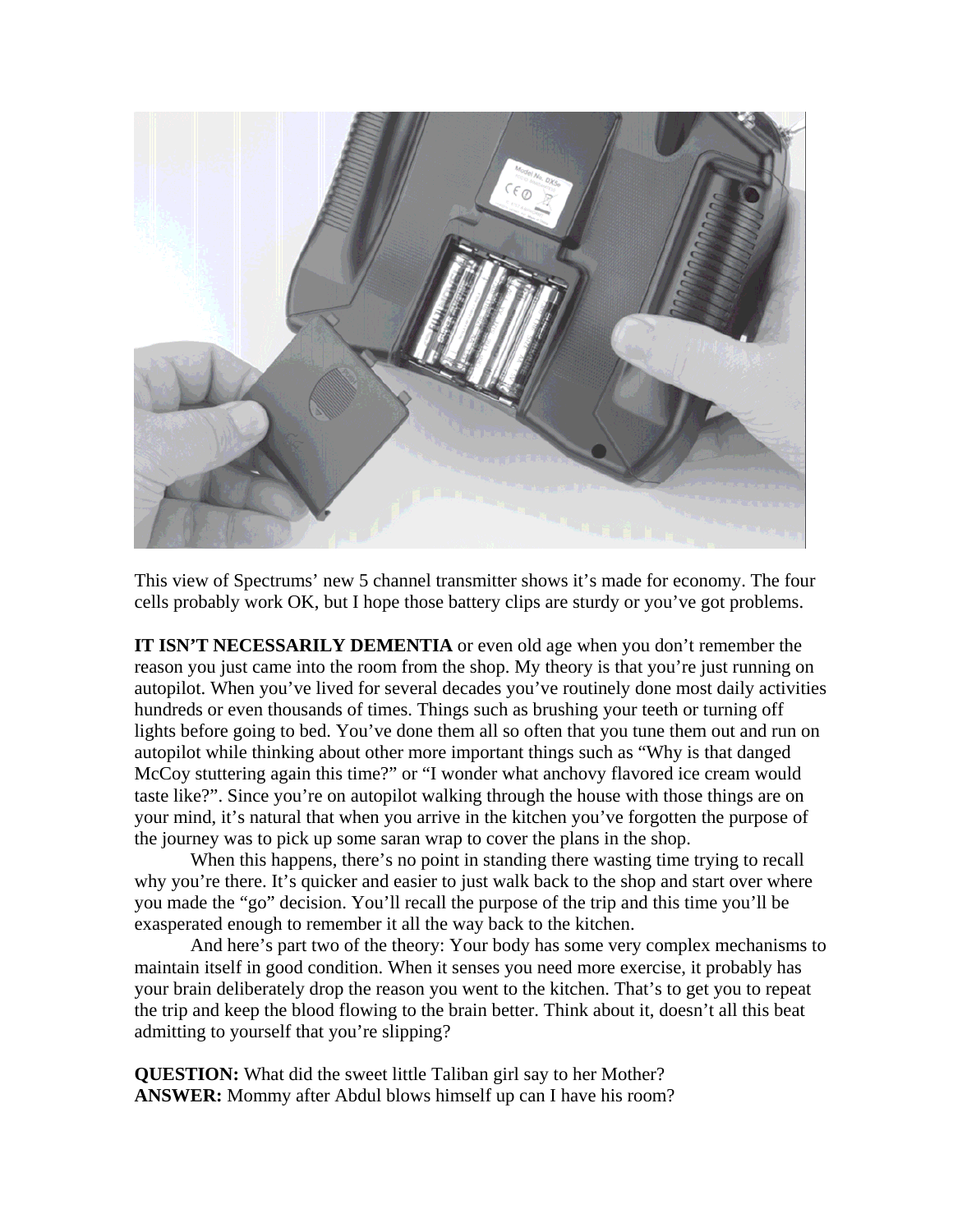This view of Spectrums' new 5 channel transmitter shows it's made for economy. The four cells probably work OK, but I hope those battery clips are sturdy or you've got problems.

**IT ISN'T NECESSARILY DEMENTIA** or even old age when you don't remember the reason you just came into the room from the shop. My theory is that you're just running on autopilot. When you've lived for several decades you've routinely done most daily activities hundreds or even thousands of times. Things such as brushing your teeth or turning off lights before going to bed. You've done them all so often that you tune them out and run on autopilot while thinking about other more important things such as "Why is that danged McCoy stuttering again this time?" or "I wonder what anchovy flavored ice cream would taste like?". Since you're on autopilot walking through the house with those things are on your mind, it's natural that when you arrive in the kitchen you've forgotten the purpose of the journey was to pick up some saran wrap to cover the plans in the shop.

When this happens, there's no point in standing there wasting time trying to recall why you're there. It's quicker and easier to just walk back to the shop and start over where you made the "go" decision. You'll recall the purpose of the trip and this time you'll be exasperated enough to remember it all the way back to the kitchen.

And here's part two of the theory: Your body has some very complex mechanisms to maintain itself in good condition. When it senses you need more exercise, it probably has your brain deliberately drop the reason you went to the kitchen. That's to get you to repeat the trip and keep the blood flowing to the brain better. Think about it, doesn't all this beat admitting to yourself that you're slipping?

**QUESTION:** What did the sweet little Taliban girl say to her Mother?
**ANSWER:** Mommy after Abdul blows himself up can I have his room?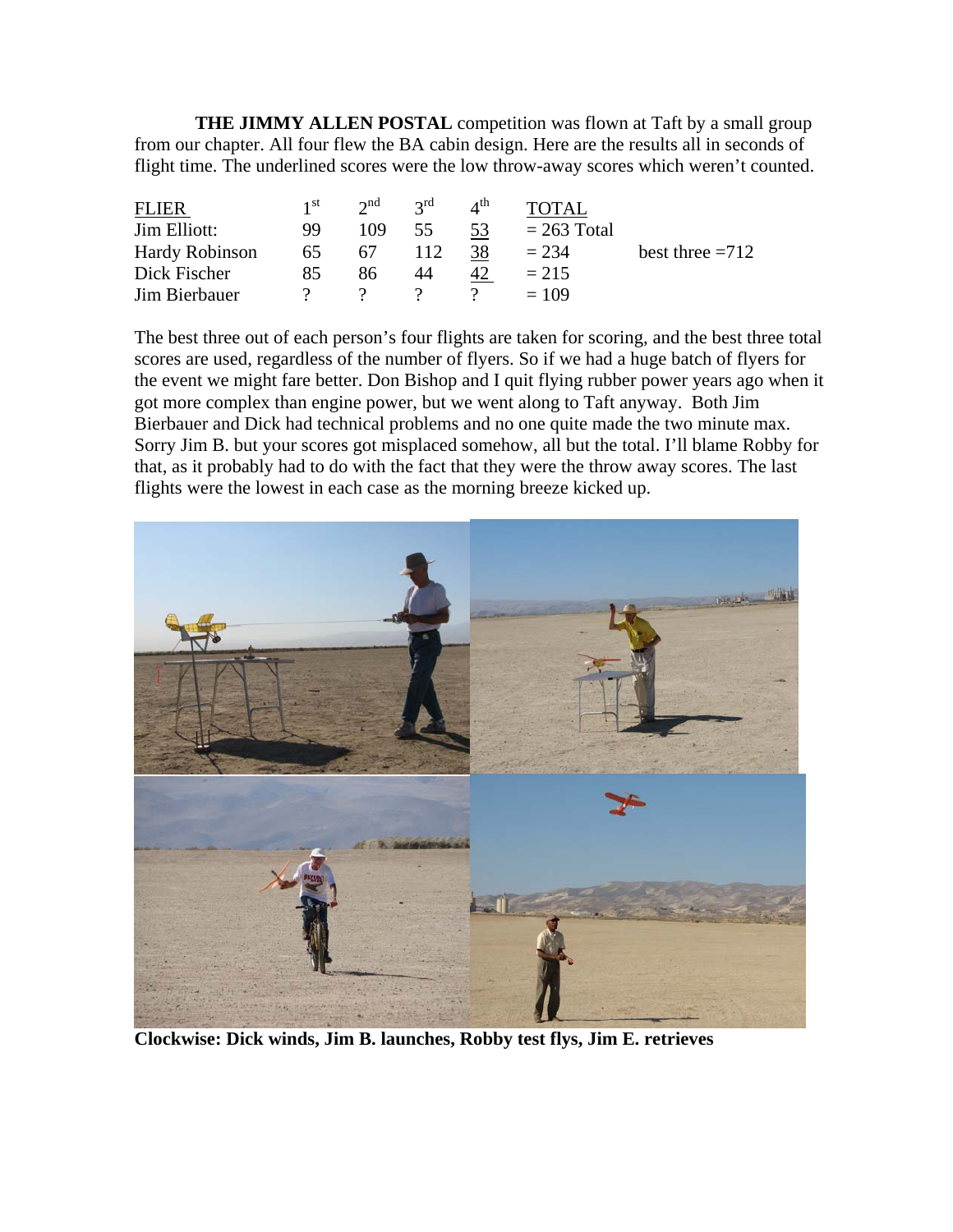**THE JIMMY ALLEN POSTAL** competition was flown at Taft by a small group from our chapter. All four flew the BA cabin design. Here are the results all in seconds of flight time. The underlined scores were the low throw-away scores which weren't counted.

| FLIER | 1st | 2nd | 3rd | 4th | TOTAL | |
|---|---|---|---|---|---|---|
| Jim Elliott: | 99 | 109 | 55 | 53 | = 263 Total | |
| Hardy Robinson | 65 | 67 | 112 | 38 | = 234 | best three =712 |
| Dick Fischer | 85 | 86 | 44 | 42 | = 215 | |
| Jim Bierbauer | ? | ? | ? | ? | = 109 | |

The best three out of each person's four flights are taken for scoring, and the best three total scores are used, regardless of the number of flyers. So if we had a huge batch of flyers for the event we might fare better. Don Bishop and I quit flying rubber power years ago when it got more complex than engine power, but we went along to Taft anyway. Both Jim Bierbauer and Dick had technical problems and no one quite made the two minute max. Sorry Jim B. but your scores got misplaced somehow, all but the total. I'll blame Robby for that, as it probably had to do with the fact that they were the throw away scores. The last flights were the lowest in each case as the morning breeze kicked up.

**Clockwise: Dick winds, Jim B. launches, Robby test flys, Jim E. retrieves**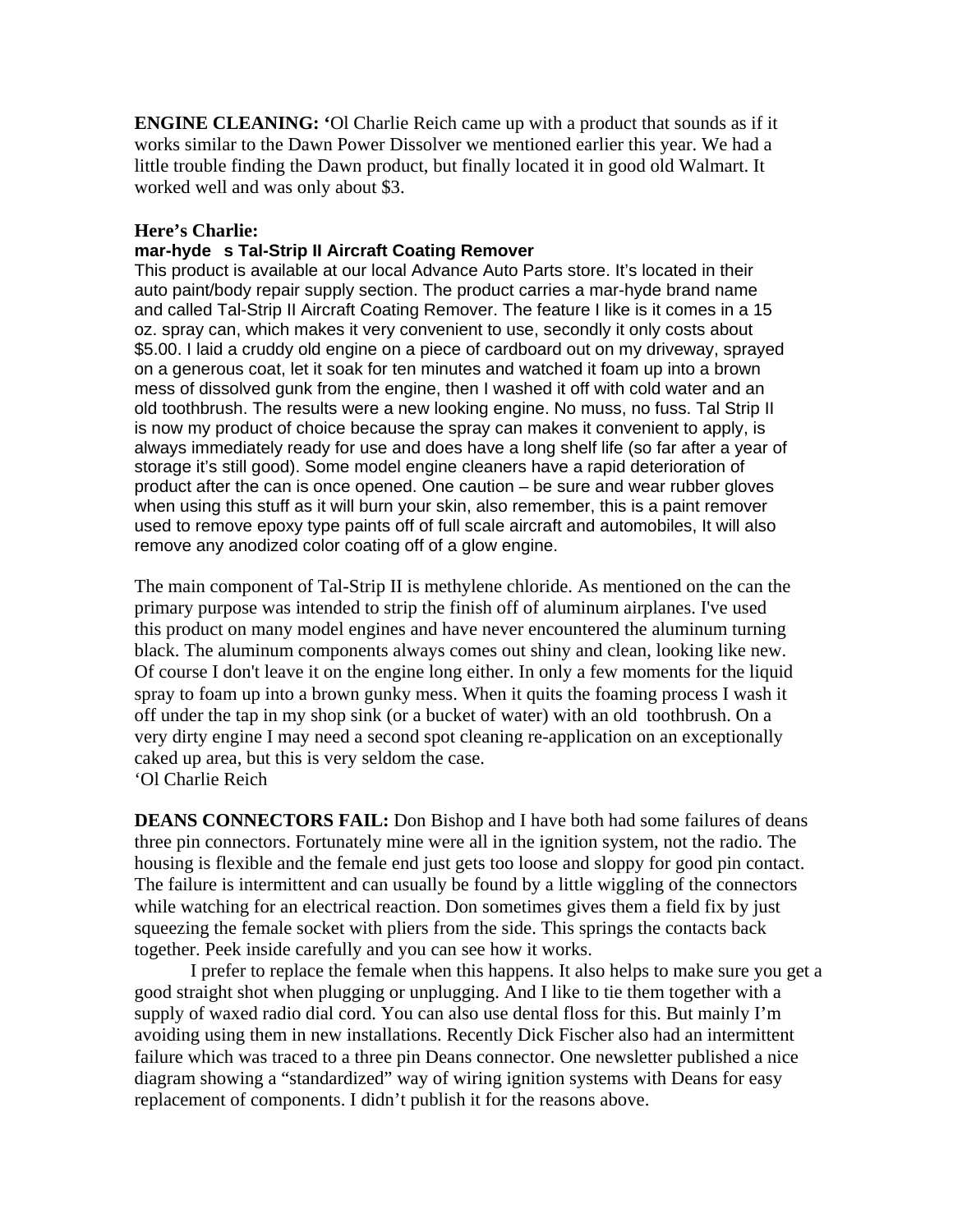**ENGINE CLEANING: '**Ol Charlie Reich came up with a product that sounds as if it works similar to the Dawn Power Dissolver we mentioned earlier this year. We had a little trouble finding the Dawn product, but finally located it in good old Walmart. It worked well and was only about $3.

**Here's Charlie:**

**mar-hyde s Tal-Strip II Aircraft Coating Remover**

This product is available at our local Advance Auto Parts store. It's located in their auto paint/body repair supply section. The product carries a mar-hyde brand name and called Tal-Strip II Aircraft Coating Remover. The feature I like is it comes in a 15 oz. spray can, which makes it very convenient to use, secondly it only costs about $5.00. I laid a cruddy old engine on a piece of cardboard out on my driveway, sprayed on a generous coat, let it soak for ten minutes and watched it foam up into a brown mess of dissolved gunk from the engine, then I washed it off with cold water and an old toothbrush. The results were a new looking engine. No muss, no fuss. Tal Strip II is now my product of choice because the spray can makes it convenient to apply, is always immediately ready for use and does have a long shelf life (so far after a year of storage it's still good). Some model engine cleaners have a rapid deterioration of product after the can is once opened. One caution – be sure and wear rubber gloves when using this stuff as it will burn your skin, also remember, this is a paint remover used to remove epoxy type paints off of full scale aircraft and automobiles, It will also remove any anodized color coating off of a glow engine.

The main component of Tal-Strip II is methylene chloride. As mentioned on the can the primary purpose was intended to strip the finish off of aluminum airplanes. I've used this product on many model engines and have never encountered the aluminum turning black. The aluminum components always comes out shiny and clean, looking like new. Of course I don't leave it on the engine long either. In only a few moments for the liquid spray to foam up into a brown gunky mess. When it quits the foaming process I wash it off under the tap in my shop sink (or a bucket of water) with an old toothbrush. On a very dirty engine I may need a second spot cleaning re-application on an exceptionally caked up area, but this is very seldom the case.
'Ol Charlie Reich

**DEANS CONNECTORS FAIL:** Don Bishop and I have both had some failures of deans three pin connectors. Fortunately mine were all in the ignition system, not the radio. The housing is flexible and the female end just gets too loose and sloppy for good pin contact. The failure is intermittent and can usually be found by a little wiggling of the connectors while watching for an electrical reaction. Don sometimes gives them a field fix by just squeezing the female socket with pliers from the side. This springs the contacts back together. Peek inside carefully and you can see how it works.

I prefer to replace the female when this happens. It also helps to make sure you get a good straight shot when plugging or unplugging. And I like to tie them together with a supply of waxed radio dial cord. You can also use dental floss for this. But mainly I'm avoiding using them in new installations. Recently Dick Fischer also had an intermittent failure which was traced to a three pin Deans connector. One newsletter published a nice diagram showing a "standardized" way of wiring ignition systems with Deans for easy replacement of components. I didn't publish it for the reasons above.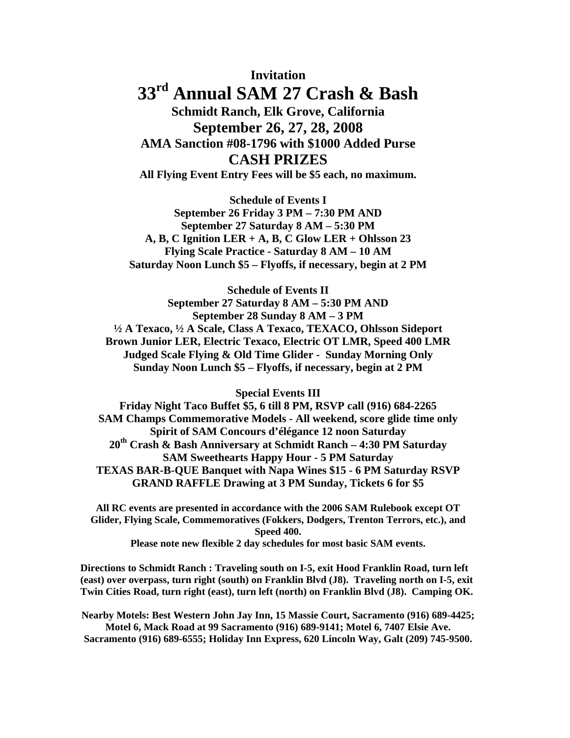**Invitation**

# 33rd Annual SAM 27 Crash & Bash

## Schmidt Ranch, Elk Grove, California

## September 26, 27, 28, 2008

## AMA Sanction #08-1796 with $1000 Added Purse

## CASH PRIZES

**All Flying Event Entry Fees will be $5 each, no maximum.**

**Schedule of Events I**
**September 26 Friday 3 PM – 7:30 PM AND**
**September 27 Saturday 8 AM – 5:30 PM**
**A, B, C Ignition LER + A, B, C Glow LER + Ohlsson 23**
**Flying Scale Practice - Saturday 8 AM – 10 AM**
**Saturday Noon Lunch $5 – Flyoffs, if necessary, begin at 2 PM**

**Schedule of Events II**
**September 27 Saturday 8 AM – 5:30 PM AND**
**September 28 Sunday 8 AM – 3 PM**
**½ A Texaco, ½ A Scale, Class A Texaco, TEXACO, Ohlsson Sideport**
**Brown Junior LER, Electric Texaco, Electric OT LMR, Speed 400 LMR**
**Judged Scale Flying & Old Time Glider - Sunday Morning Only**
**Sunday Noon Lunch $5 – Flyoffs, if necessary, begin at 2 PM**

**Special Events III**
**Friday Night Taco Buffet $5, 6 till 8 PM, RSVP call (916) 684-2265**
**SAM Champs Commemorative Models - All weekend, score glide time only**
**Spirit of SAM Concours d'élégance 12 noon Saturday**
**20th Crash & Bash Anniversary at Schmidt Ranch – 4:30 PM Saturday**
**SAM Sweethearts Happy Hour - 5 PM Saturday**
**TEXAS BAR-B-QUE Banquet with Napa Wines $15 - 6 PM Saturday RSVP**
**GRAND RAFFLE Drawing at 3 PM Sunday, Tickets 6 for $5**

**All RC events are presented in accordance with the 2006 SAM Rulebook except OT Glider, Flying Scale, Commemoratives (Fokkers, Dodgers, Trenton Terrors, etc.), and Speed 400.**
**Please note new flexible 2 day schedules for most basic SAM events.**

**Directions to Schmidt Ranch : Traveling south on I-5, exit Hood Franklin Road, turn left (east) over overpass, turn right (south) on Franklin Blvd (J8). Traveling north on I-5, exit Twin Cities Road, turn right (east), turn left (north) on Franklin Blvd (J8). Camping OK.**

**Nearby Motels: Best Western John Jay Inn, 15 Massie Court, Sacramento (916) 689-4425; Motel 6, Mack Road at 99 Sacramento (916) 689-9141; Motel 6, 7407 Elsie Ave. Sacramento (916) 689-6555; Holiday Inn Express, 620 Lincoln Way, Galt (209) 745-9500.**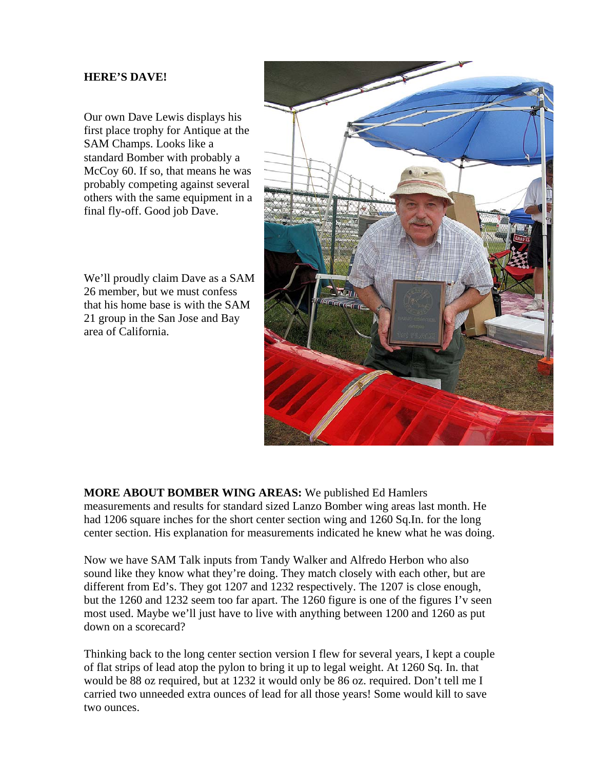**HERE'S DAVE!**

Our own Dave Lewis displays his first place trophy for Antique at the SAM Champs. Looks like a standard Bomber with probably a McCoy 60. If so, that means he was probably competing against several others with the same equipment in a final fly-off. Good job Dave.

We'll proudly claim Dave as a SAM 26 member, but we must confess that his home base is with the SAM 21 group in the San Jose and Bay area of California.

**MORE ABOUT BOMBER WING AREAS:** We published Ed Hamlers measurements and results for standard sized Lanzo Bomber wing areas last month. He had 1206 square inches for the short center section wing and 1260 Sq.In. for the long center section. His explanation for measurements indicated he knew what he was doing.

Now we have SAM Talk inputs from Tandy Walker and Alfredo Herbon who also sound like they know what they're doing. They match closely with each other, but are different from Ed's. They got 1207 and 1232 respectively. The 1207 is close enough, but the 1260 and 1232 seem too far apart. The 1260 figure is one of the figures I'v seen most used. Maybe we'll just have to live with anything between 1200 and 1260 as put down on a scorecard?

Thinking back to the long center section version I flew for several years, I kept a couple of flat strips of lead atop the pylon to bring it up to legal weight. At 1260 Sq. In. that would be 88 oz required, but at 1232 it would only be 86 oz. required. Don't tell me I carried two unneeded extra ounces of lead for all those years! Some would kill to save two ounces.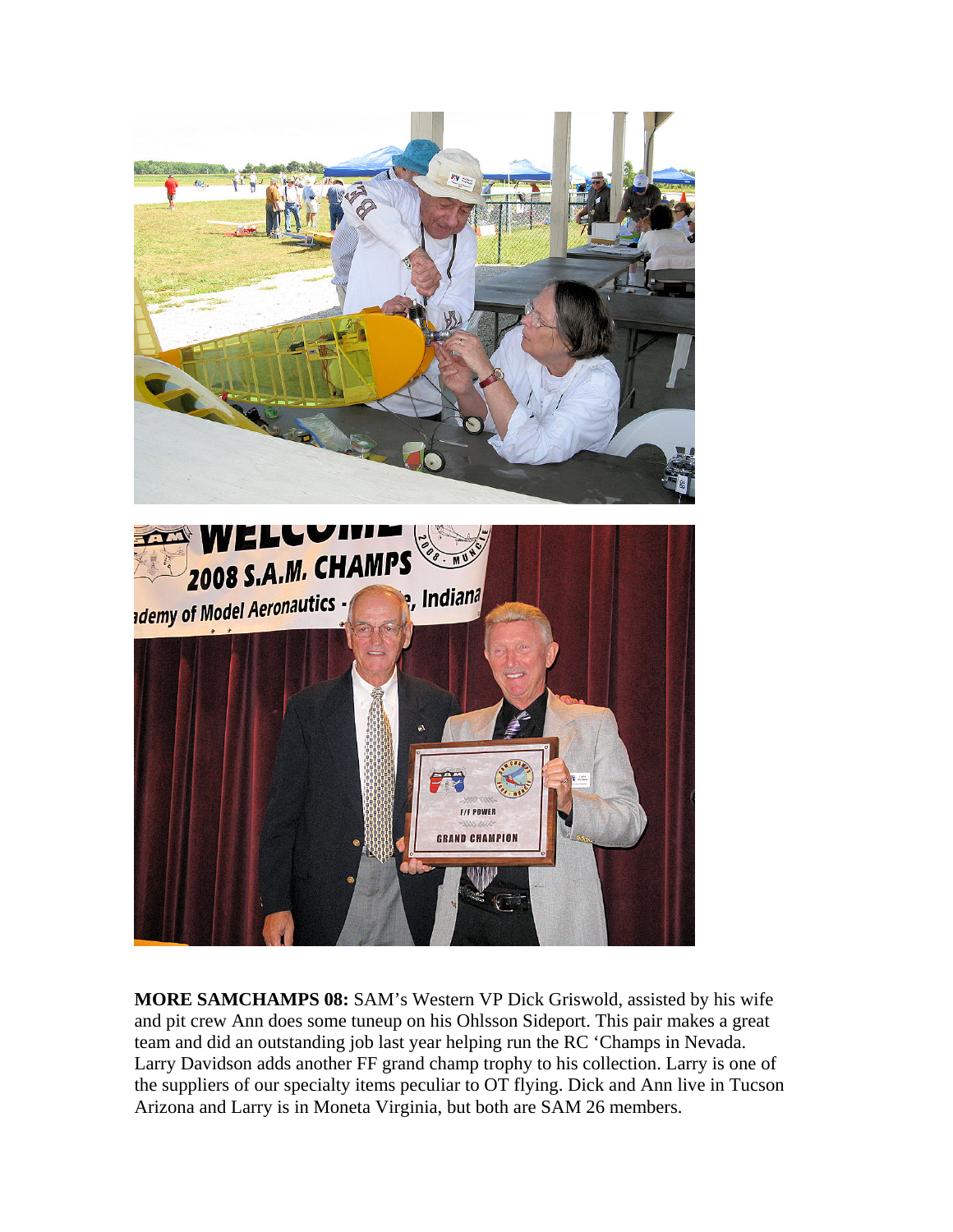**MORE SAMCHAMPS 08:** SAM's Western VP Dick Griswold, assisted by his wife and pit crew Ann does some tuneup on his Ohlsson Sideport. This pair makes a great team and did an outstanding job last year helping run the RC 'Champs in Nevada. Larry Davidson adds another FF grand champ trophy to his collection. Larry is one of the suppliers of our specialty items peculiar to OT flying. Dick and Ann live in Tucson Arizona and Larry is in Moneta Virginia, but both are SAM 26 members.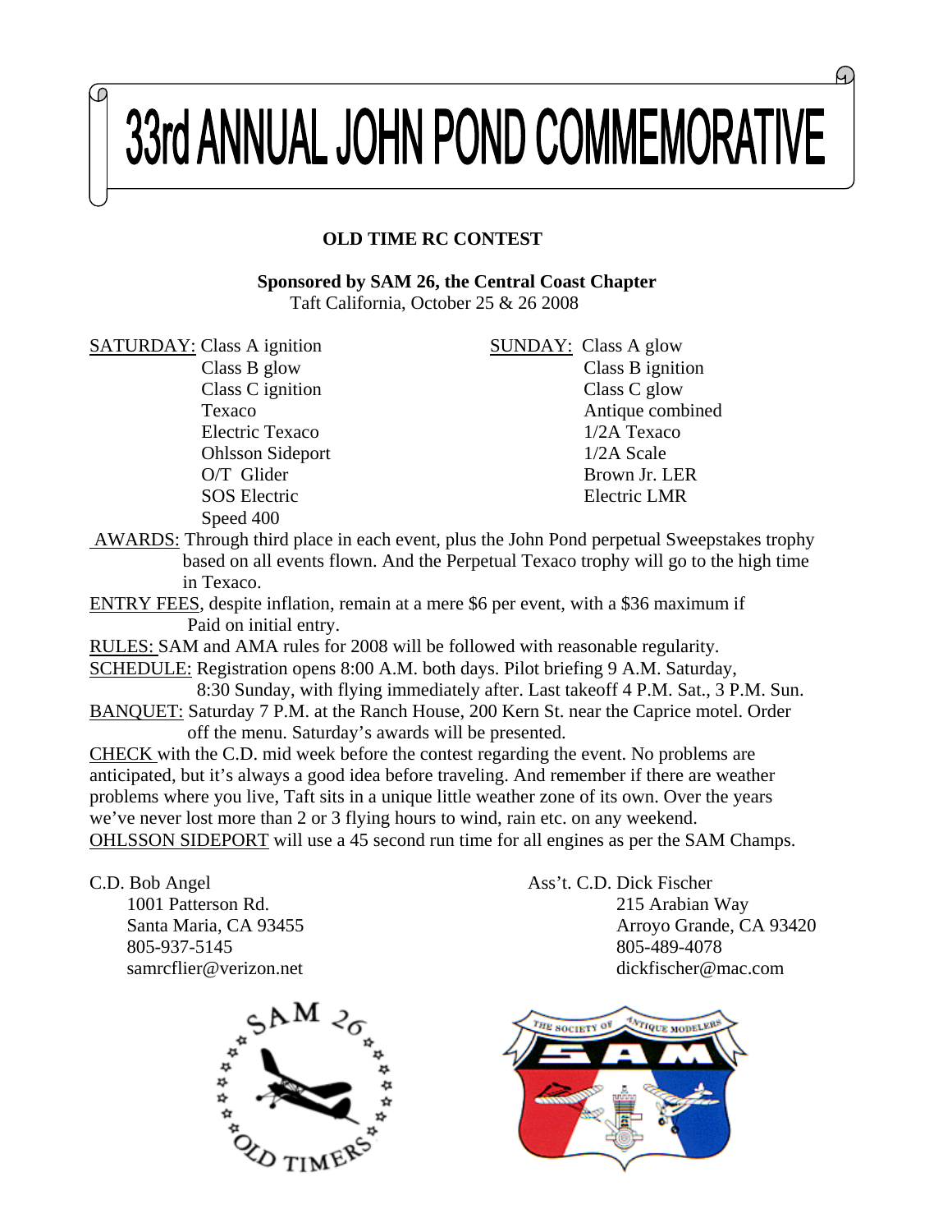# 33rd ANNUAL JOHN POND COMMEMORATIVE

**OLD TIME RC CONTEST**

**Sponsored by SAM 26, the Central Coast Chapter**
Taft California, October 25 & 26 2008

SATURDAY:
- Class A ignition
- Class B glow
- Class C ignition
- Texaco
- Electric Texaco
- Ohlsson Sideport
- O/T Glider
- SOS Electric
- Speed 400

SUNDAY:
- Class A glow
- Class B ignition
- Class C glow
- Antique combined
- 1/2A Texaco
- 1/2A Scale
- Brown Jr. LER
- Electric LMR

AWARDS: Through third place in each event, plus the John Pond perpetual Sweepstakes trophy based on all events flown. And the Perpetual Texaco trophy will go to the high time in Texaco.

ENTRY FEES, despite inflation, remain at a mere $6 per event, with a $36 maximum if Paid on initial entry.

RULES: SAM and AMA rules for 2008 will be followed with reasonable regularity.

SCHEDULE: Registration opens 8:00 A.M. both days. Pilot briefing 9 A.M. Saturday, 8:30 Sunday, with flying immediately after. Last takeoff 4 P.M. Sat., 3 P.M. Sun.

BANQUET: Saturday 7 P.M. at the Ranch House, 200 Kern St. near the Caprice motel. Order off the menu. Saturday's awards will be presented.

CHECK with the C.D. mid week before the contest regarding the event. No problems are anticipated, but it's always a good idea before traveling. And remember if there are weather problems where you live, Taft sits in a unique little weather zone of its own. Over the years we've never lost more than 2 or 3 flying hours to wind, rain etc. on any weekend.

OHLSSON SIDEPORT will use a 45 second run time for all engines as per the SAM Champs.

C.D. Bob Angel
1001 Patterson Rd.
Santa Maria, CA 93455
805-937-5145
samrcflier@verizon.net

Ass't. C.D. Dick Fischer
215 Arabian Way
Arroyo Grande, CA 93420
805-489-4078
dickfischer@mac.com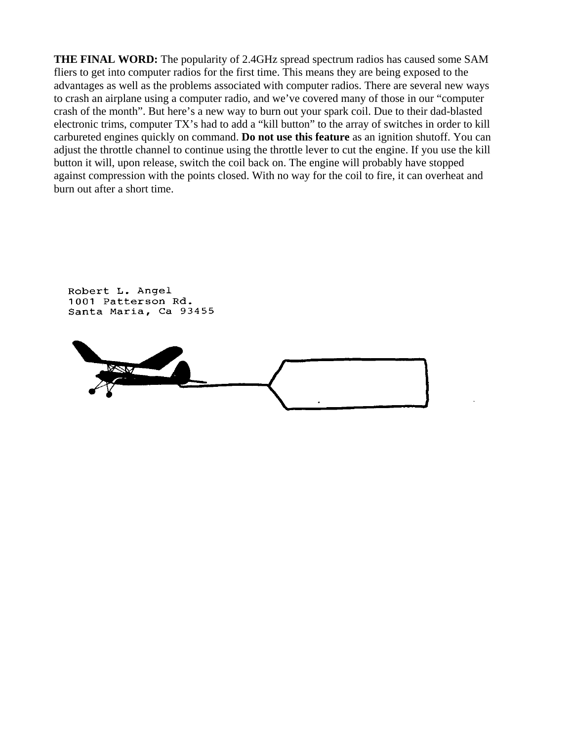**THE FINAL WORD:** The popularity of 2.4GHz spread spectrum radios has caused some SAM fliers to get into computer radios for the first time. This means they are being exposed to the advantages as well as the problems associated with computer radios. There are several new ways to crash an airplane using a computer radio, and we've covered many of those in our "computer crash of the month". But here's a new way to burn out your spark coil. Due to their dad-blasted electronic trims, computer TX's had to add a "kill button" to the array of switches in order to kill carbureted engines quickly on command. **Do not use this feature** as an ignition shutoff. You can adjust the throttle channel to continue using the throttle lever to cut the engine. If you use the kill button it will, upon release, switch the coil back on. The engine will probably have stopped against compression with the points closed. With no way for the coil to fire, it can overheat and burn out after a short time.

Robert L. Angel
1001 Patterson Rd.
Santa Maria, Ca 93455